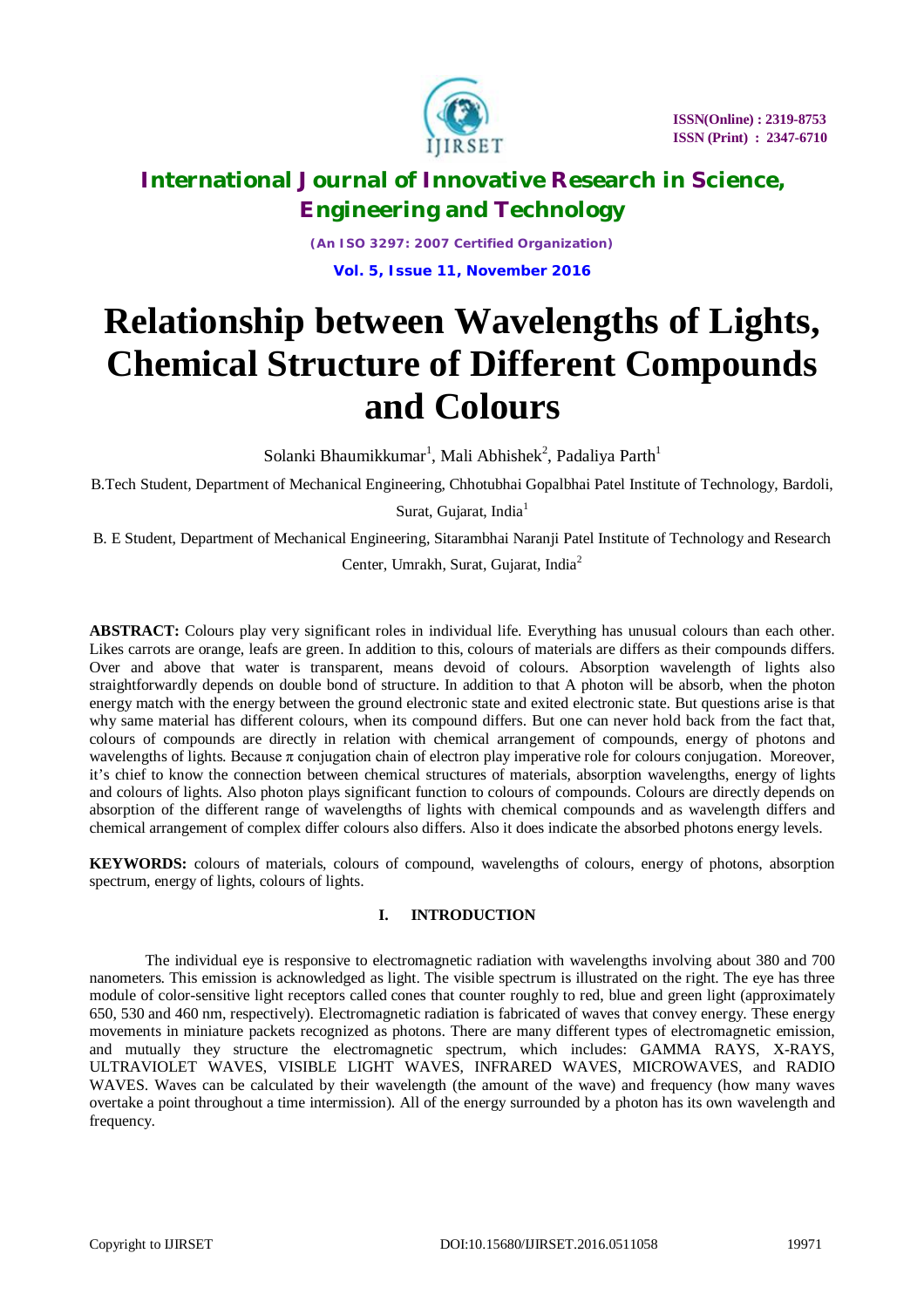# International Journal of Innovative Research in Science, Engineering and Technology

*(An ISO 3297: 2007 Certified Organization)*

**Vol. 5, Issue 11, November 2016**

# Relationship between Wavelengths of Lights, Chemical Structure of Different Compounds and Colours

Solanki Bhaumikkumar[1], Mali Abhishek[2], Padaliya Parth[1]

B.Tech Student, Department of Mechanical Engineering, Chhotubhai Gopalbhai Patel Institute of Technology, Bardoli, Surat, Gujarat, India[1]

B. E Student, Department of Mechanical Engineering, Sitarambhai Naranji Patel Institute of Technology and Research Center, Umrakh, Surat, Gujarat, India[2]

**ABSTRACT:** Colours play very significant roles in individual life. Everything has unusual colours than each other. Likes carrots are orange, leafs are green. In addition to this, colours of materials are differs as their compounds differs. Over and above that water is transparent, means devoid of colours. Absorption wavelength of lights also straightforwardly depends on double bond of structure. In addition to that A photon will be absorb, when the photon energy match with the energy between the ground electronic state and exited electronic state. But questions arise is that why same material has different colours, when its compound differs. But one can never hold back from the fact that, colours of compounds are directly in relation with chemical arrangement of compounds, energy of photons and wavelengths of lights. Because π conjugation chain of electron play imperative role for colours conjugation. Moreover, it's chief to know the connection between chemical structures of materials, absorption wavelengths, energy of lights and colours of lights. Also photon plays significant function to colours of compounds. Colours are directly depends on absorption of the different range of wavelengths of lights with chemical compounds and as wavelength differs and chemical arrangement of complex differ colours also differs. Also it does indicate the absorbed photons energy levels.

**KEYWORDS:** colours of materials, colours of compound, wavelengths of colours, energy of photons, absorption spectrum, energy of lights, colours of lights.

## I. INTRODUCTION

The individual eye is responsive to electromagnetic radiation with wavelengths involving about 380 and 700 nanometers. This emission is acknowledged as light. The visible spectrum is illustrated on the right. The eye has three module of color-sensitive light receptors called cones that counter roughly to red, blue and green light (approximately 650, 530 and 460 nm, respectively). Electromagnetic radiation is fabricated of waves that convey energy. These energy movements in miniature packets recognized as photons. There are many different types of electromagnetic emission, and mutually they structure the electromagnetic spectrum, which includes: GAMMA RAYS, X-RAYS, ULTRAVIOLET WAVES, VISIBLE LIGHT WAVES, INFRARED WAVES, MICROWAVES, and RADIO WAVES. Waves can be calculated by their wavelength (the amount of the wave) and frequency (how many waves overtake a point throughout a time intermission). All of the energy surrounded by a photon has its own wavelength and frequency.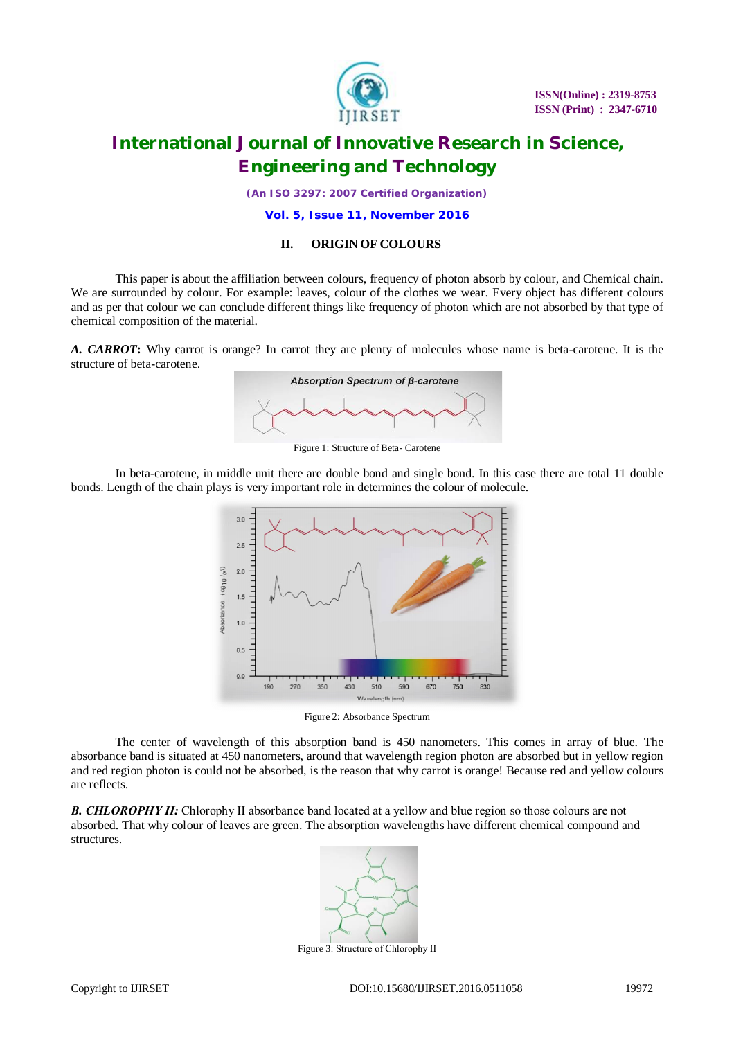## II. ORIGIN OF COLOURS

This paper is about the affiliation between colours, frequency of photon absorb by colour, and Chemical chain. We are surrounded by colour. For example: leaves, colour of the clothes we wear. Every object has different colours and as per that colour we can conclude different things like frequency of photon which are not absorbed by that type of chemical composition of the material.

***A. CARROT*:** Why carrot is orange? In carrot they are plenty of molecules whose name is beta-carotene. It is the structure of beta-carotene.

Figure 1: Structure of Beta- Carotene

In beta-carotene, in middle unit there are double bond and single bond. In this case there are total 11 double bonds. Length of the chain plays is very important role in determines the colour of molecule.

Figure 2: Absorbance Spectrum

The center of wavelength of this absorption band is 450 nanometers. This comes in array of blue. The absorbance band is situated at 450 nanometers, around that wavelength region photon are absorbed but in yellow region and red region photon is could not be absorbed, is the reason that why carrot is orange! Because red and yellow colours are reflects.

***B. CHLOROPHY II:*** Chlorophy II absorbance band located at a yellow and blue region so those colours are not absorbed. That why colour of leaves are green. The absorption wavelengths have different chemical compound and structures.

Figure 3: Structure of Chlorophy II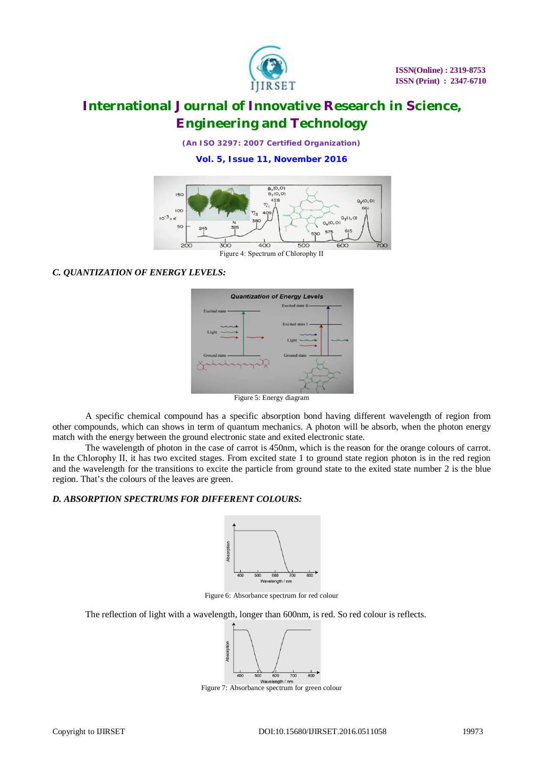Figure 4: Spectrum of Chlorophy II

### *C. QUANTIZATION OF ENERGY LEVELS:*

Figure 5: Energy diagram

A specific chemical compound has a specific absorption bond having different wavelength of region from other compounds, which can shows in term of quantum mechanics. A photon will be absorb, when the photon energy match with the energy between the ground electronic state and exited electronic state.

The wavelength of photon in the case of carrot is 450nm, which is the reason for the orange colours of carrot. In the Chlorophy II, it has two excited stages. From excited state 1 to ground state region photon is in the red region and the wavelength for the transitions to excite the particle from ground state to the exited state number 2 is the blue region. That's the colours of the leaves are green.

### *D. ABSORPTION SPECTRUMS FOR DIFFERENT COLOURS:*

Figure 6: Absorbance spectrum for red colour

The reflection of light with a wavelength, longer than 600nm, is red. So red colour is reflects.

Figure 7: Absorbance spectrum for green colour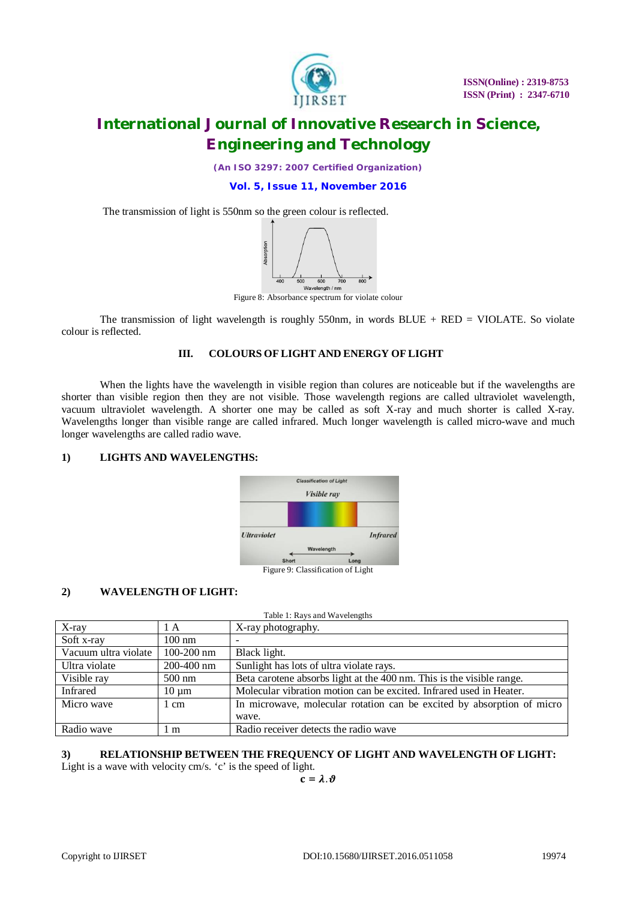The transmission of light is 550nm so the green colour is reflected.

Figure 8: Absorbance spectrum for violate colour

The transmission of light wavelength is roughly 550nm, in words BLUE + RED = VIOLATE. So violate colour is reflected.

## III. COLOURS OF LIGHT AND ENERGY OF LIGHT

When the lights have the wavelength in visible region than colures are noticeable but if the wavelengths are shorter than visible region then they are not visible. Those wavelength regions are called ultraviolet wavelength, vacuum ultraviolet wavelength. A shorter one may be called as soft X-ray and much shorter is called X-ray. Wavelengths longer than visible range are called infrared. Much longer wavelength is called micro-wave and much longer wavelengths are called radio wave.

### 1) LIGHTS AND WAVELENGTHS:

Figure 9: Classification of Light

### 2) WAVELENGTH OF LIGHT:

Table 1: Rays and Wavelengths

| | | |
|---|---|---|
| X-ray | 1 A | X-ray photography. |
| Soft x-ray | 100 nm | - |
| Vacuum ultra violate | 100-200 nm | Black light. |
| Ultra violate | 200-400 nm | Sunlight has lots of ultra violate rays. |
| Visible ray | 500 nm | Beta carotene absorbs light at the 400 nm. This is the visible range. |
| Infrared | 10 µm | Molecular vibration motion can be excited. Infrared used in Heater. |
| Micro wave | 1 cm | In microwave, molecular rotation can be excited by absorption of micro wave. |
| Radio wave | 1 m | Radio receiver detects the radio wave |

### 3) RELATIONSHIP BETWEEN THE FREQUENCY OF LIGHT AND WAVELENGTH OF LIGHT:

Light is a wave with velocity cm/s. 'c' is the speed of light.

$$\mathbf{c = \lambda . \vartheta}$$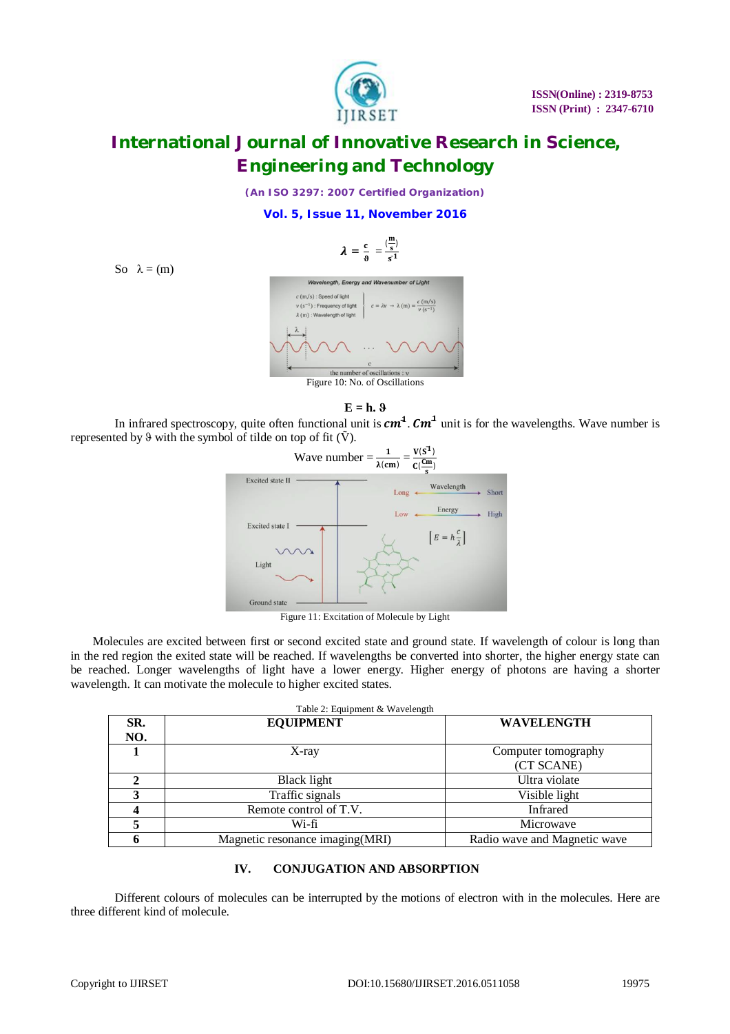$$\lambda = \frac{c}{\vartheta} = \frac{(\frac{m}{s})}{s^{-1}}$$

So $\lambda$ = (m)

Figure 10: No. of Oscillations

$$E = h.\ \vartheta$$

In infrared spectroscopy, quite often functional unit is $cm^{-1}$. $Cm^{-1}$ unit is for the wavelengths. Wave number is represented by $\vartheta$ with the symbol of tilde on top of fit ($\tilde{V}$).

$$\text{Wave number} = \frac{1}{\lambda(\text{cm})} = \frac{V(S^{-1})}{C(\frac{Cm}{s})}$$

Figure 11: Excitation of Molecule by Light

Molecules are excited between first or second excited state and ground state. If wavelength of colour is long than in the red region the exited state will be reached. If wavelengths be converted into shorter, the higher energy state can be reached. Longer wavelengths of light have a lower energy. Higher energy of photons are having a shorter wavelength. It can motivate the molecule to higher excited states.

Table 2: Equipment & Wavelength

| SR. NO. | EQUIPMENT | WAVELENGTH |
|---|---|---|
| 1 | X-ray | Computer tomography (CT SCANE) |
| 2 | Black light | Ultra violate |
| 3 | Traffic signals | Visible light |
| 4 | Remote control of T.V. | Infrared |
| 5 | Wi-fi | Microwave |
| 6 | Magnetic resonance imaging(MRI) | Radio wave and Magnetic wave |

## IV. CONJUGATION AND ABSORPTION

Different colours of molecules can be interrupted by the motions of electron with in the molecules. Here are three different kind of molecule.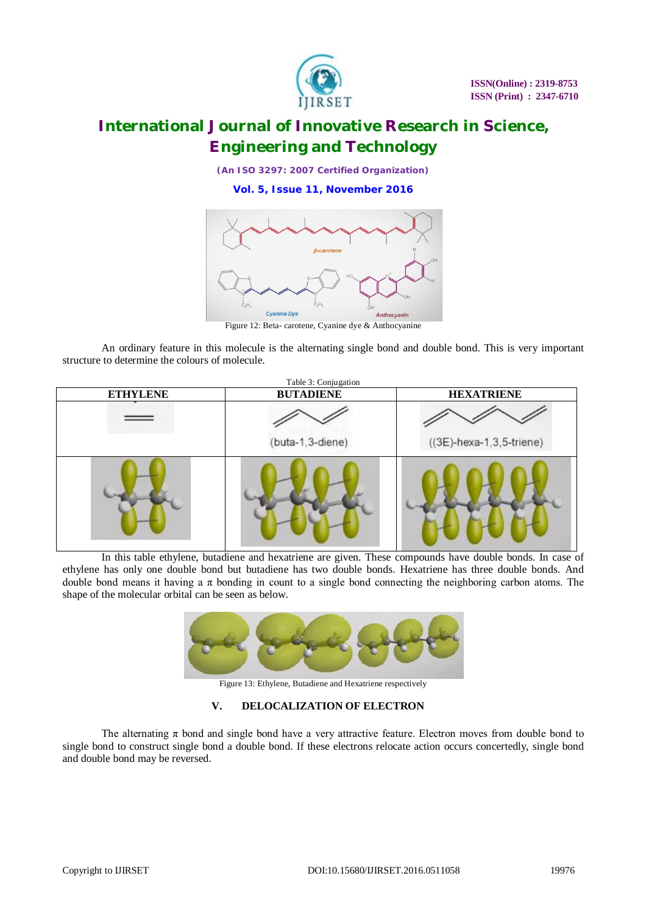Figure 12: Beta- carotene, Cyanine dye & Anthocyanine

An ordinary feature in this molecule is the alternating single bond and double bond. This is very important structure to determine the colours of molecule.

Table 3: Conjugation

| ETHYLENE | BUTADIENE | HEXATRIENE |
|---|---|---|
| | (buta-1,3-diene) | ((3E)-hexa-1,3,5-triene) |
| | | |

In this table ethylene, butadiene and hexatriene are given. These compounds have double bonds. In case of ethylene has only one double bond but butadiene has two double bonds. Hexatriene has three double bonds. And double bond means it having a π bonding in count to a single bond connecting the neighboring carbon atoms. The shape of the molecular orbital can be seen as below.

Figure 13: Ethylene, Butadiene and Hexatriene respectively

## V. DELOCALIZATION OF ELECTRON

The alternating π bond and single bond have a very attractive feature. Electron moves from double bond to single bond to construct single bond a double bond. If these electrons relocate action occurs concertedly, single bond and double bond may be reversed.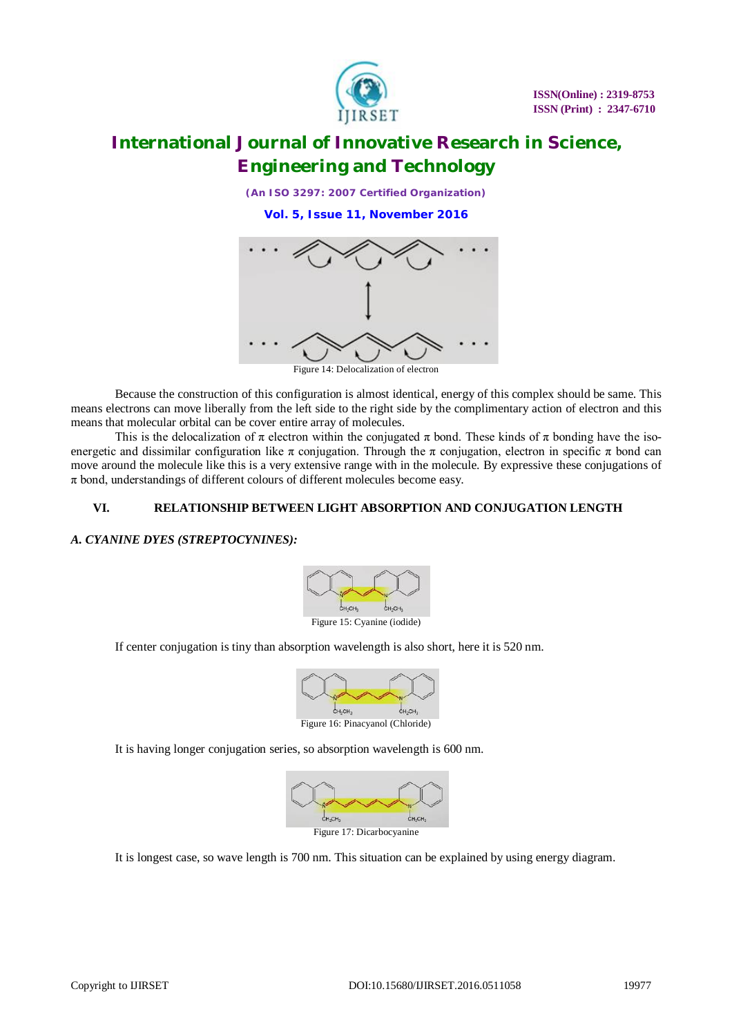Figure 14: Delocalization of electron

Because the construction of this configuration is almost identical, energy of this complex should be same. This means electrons can move liberally from the left side to the right side by the complimentary action of electron and this means that molecular orbital can be cover entire array of molecules.

This is the delocalization of π electron within the conjugated π bond. These kinds of π bonding have the iso-energetic and dissimilar configuration like π conjugation. Through the π conjugation, electron in specific π bond can move around the molecule like this is a very extensive range with in the molecule. By expressive these conjugations of π bond, understandings of different colours of different molecules become easy.

## VI. RELATIONSHIP BETWEEN LIGHT ABSORPTION AND CONJUGATION LENGTH

### *A. CYANINE DYES (STREPTOCYNINES):*

Figure 15: Cyanine (iodide)

If center conjugation is tiny than absorption wavelength is also short, here it is 520 nm.

Figure 16: Pinacyanol (Chloride)

It is having longer conjugation series, so absorption wavelength is 600 nm.

Figure 17: Dicarbocyanine

It is longest case, so wave length is 700 nm. This situation can be explained by using energy diagram.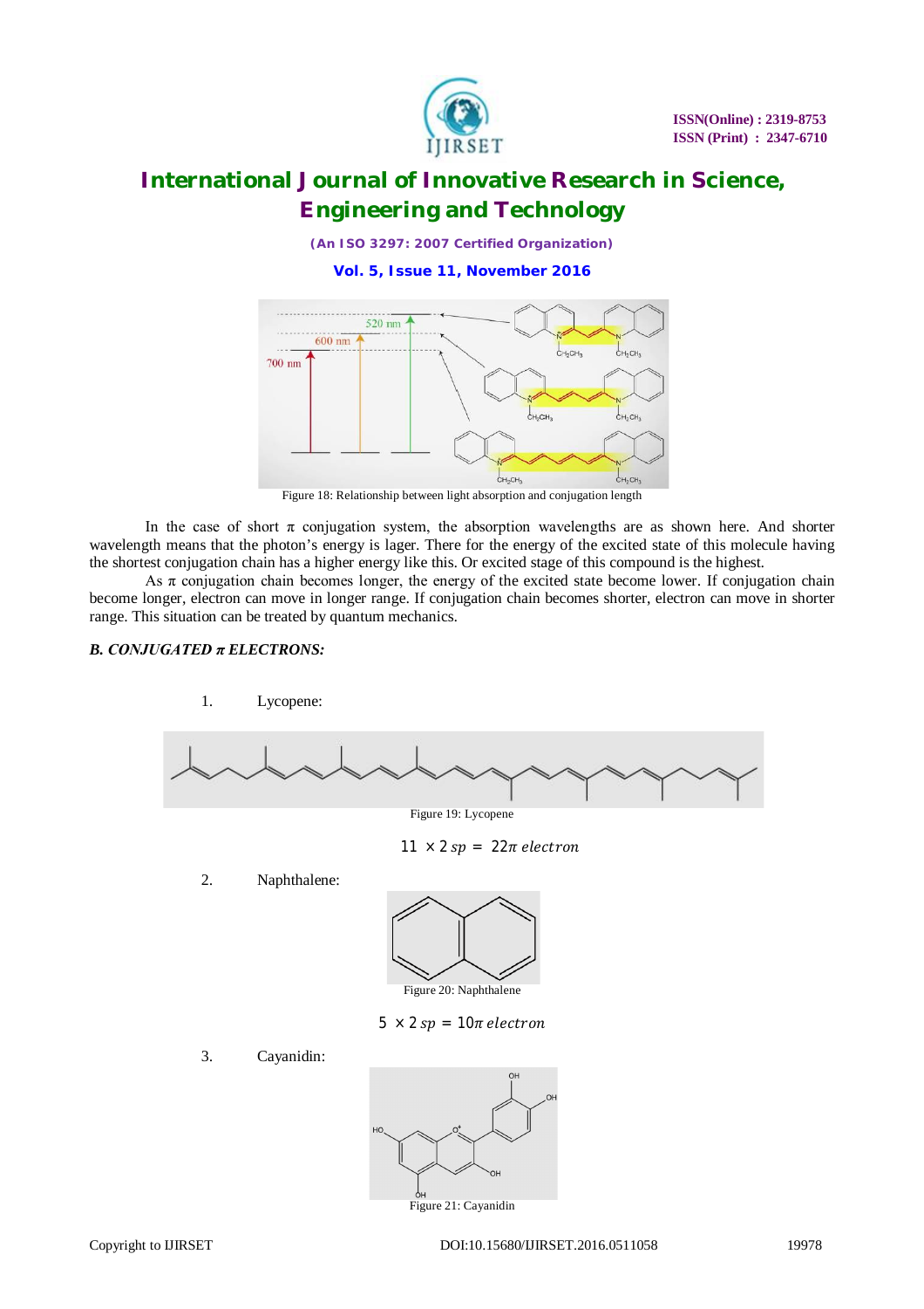Figure 18: Relationship between light absorption and conjugation length

In the case of short π conjugation system, the absorption wavelengths are as shown here. And shorter wavelength means that the photon's energy is lager. There for the energy of the excited state of this molecule having the shortest conjugation chain has a higher energy like this. Or excited stage of this compound is the highest.

As π conjugation chain becomes longer, the energy of the excited state become lower. If conjugation chain become longer, electron can move in longer range. If conjugation chain becomes shorter, electron can move in shorter range. This situation can be treated by quantum mechanics.

### *B. CONJUGATED π ELECTRONS:*

1. Lycopene:

Figure 19: Lycopene

$$11 \times 2\,sp = 22\pi\ electron$$

2. Naphthalene:

Figure 20: Naphthalene

$$5 \times 2\,sp = 10\pi\ electron$$

3. Cayanidin:

Figure 21: Cayanidin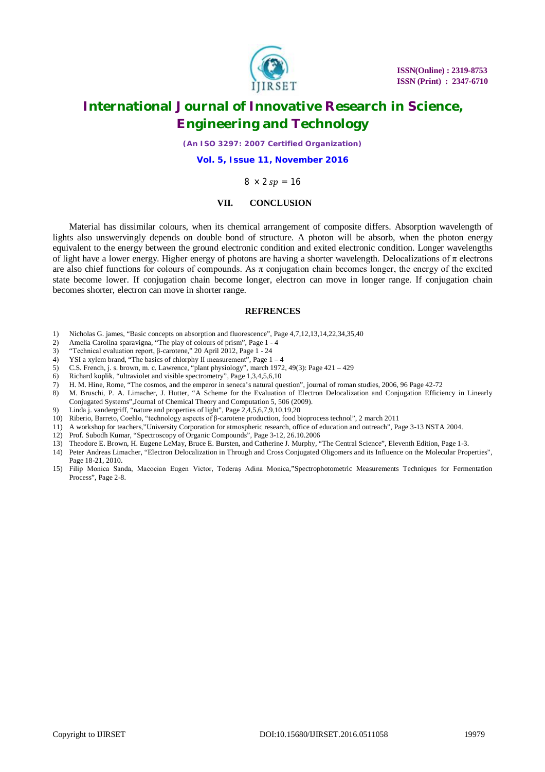$$8 \times 2\,sp = 16$$

## VII. CONCLUSION

Material has dissimilar colours, when its chemical arrangement of composite differs. Absorption wavelength of lights also unswervingly depends on double bond of structure. A photon will be absorb, when the photon energy equivalent to the energy between the ground electronic condition and exited electronic condition. Longer wavelengths of light have a lower energy. Higher energy of photons are having a shorter wavelength. Delocalizations of π electrons are also chief functions for colours of compounds. As π conjugation chain becomes longer, the energy of the excited state become lower. If conjugation chain become longer, electron can move in longer range. If conjugation chain becomes shorter, electron can move in shorter range.

## REFRENCES

1) Nicholas G. james, "Basic concepts on absorption and fluorescence", Page 4,7,12,13,14,22,34,35,40
2) Amelia Carolina sparavigna, "The play of colours of prism", Page 1 - 4
3) "Technical evaluation report, β-carotene," 20 April 2012, Page 1 - 24
4) YSI a xylem brand, "The basics of chlorphy II measurement", Page 1 – 4
5) C.S. French, j. s. brown, m. c. Lawrence, "plant physiology", march 1972, 49(3): Page 421 – 429
6) Richard koplik, "ultraviolet and visible spectrometry", Page 1,3,4,5,6,10
7) H. M. Hine, Rome, "The cosmos, and the emperor in seneca's natural question", journal of roman studies, 2006, 96 Page 42-72
8) M. Bruschi, P. A. Limacher, J. Hutter, "A Scheme for the Evaluation of Electron Delocalization and Conjugation Efficiency in Linearly Conjugated Systems",Journal of Chemical Theory and Computation 5, 506 (2009).
9) Linda j. vandergriff, "nature and properties of light", Page 2,4,5,6,7,9,10,19,20
10) Riberio, Barreto, Coehlo, "technology aspects of β-carotene production, food bioprocess technol", 2 march 2011
11) A workshop for teachers,"University Corporation for atmospheric research, office of education and outreach", Page 3-13 NSTA 2004.
12) Prof. Subodh Kumar, "Spectroscopy of Organic Compounds", Page 3-12, 26.10.2006
13) Theodore E. Brown, H. Eugene LeMay, Bruce E. Bursten, and Catherine J. Murphy, "The Central Science", Eleventh Edition, Page 1-3.
14) Peter Andreas Limacher, "Electron Delocalization in Through and Cross Conjugated Oligomers and its Influence on the Molecular Properties", Page 18-21, 2010.
15) Filip Monica Sanda, Macocian Eugen Victor, Toderaş Adina Monica,"Spectrophotometric Measurements Techniques for Fermentation Process", Page 2-8.